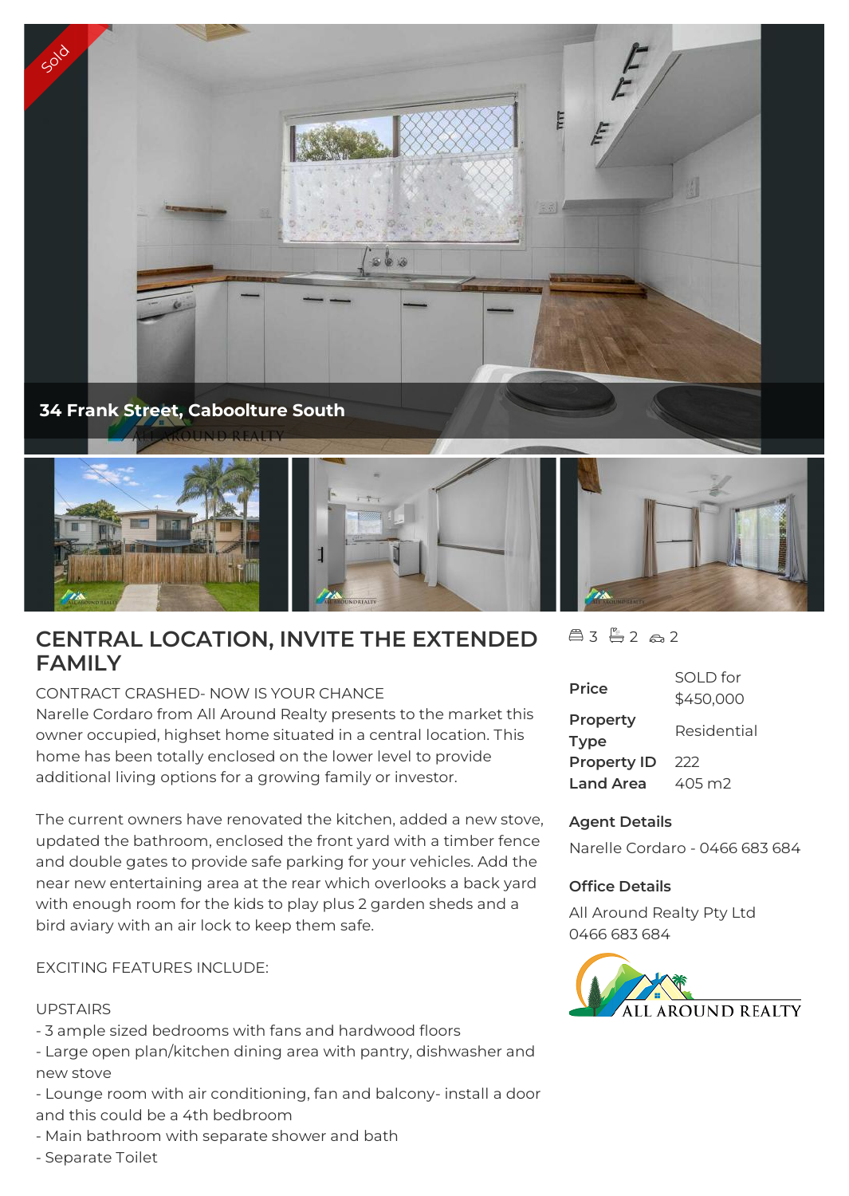Sold

**34 Frank Street, Caboolture South**

# CENTRAL LOCATION, INVITE THE EXTENDED FAMILY

3 2 2

| Price | SOLD for $450,000 |
|---|---|
| Property Type | Residential |
| Property ID | 222 |
| Land Area | 405 m2 |

**Agent Details**

Narelle Cordaro - 0466 683 684

**Office Details**

All Around Realty Pty Ltd
0466 683 684

CONTRACT CRASHED- NOW IS YOUR CHANCE
Narelle Cordaro from All Around Realty presents to the market this owner occupied, highset home situated in a central location. This home has been totally enclosed on the lower level to provide additional living options for a growing family or investor.

The current owners have renovated the kitchen, added a new stove, updated the bathroom, enclosed the front yard with a timber fence and double gates to provide safe parking for your vehicles. Add the near new entertaining area at the rear which overlooks a back yard with enough room for the kids to play plus 2 garden sheds and a bird aviary with an air lock to keep them safe.

EXCITING FEATURES INCLUDE:

UPSTAIRS
- 3 ample sized bedrooms with fans and hardwood floors
- Large open plan/kitchen dining area with pantry, dishwasher and new stove
- Lounge room with air conditioning, fan and balcony- install a door and this could be a 4th bedroom
- Main bathroom with separate shower and bath
- Separate Toilet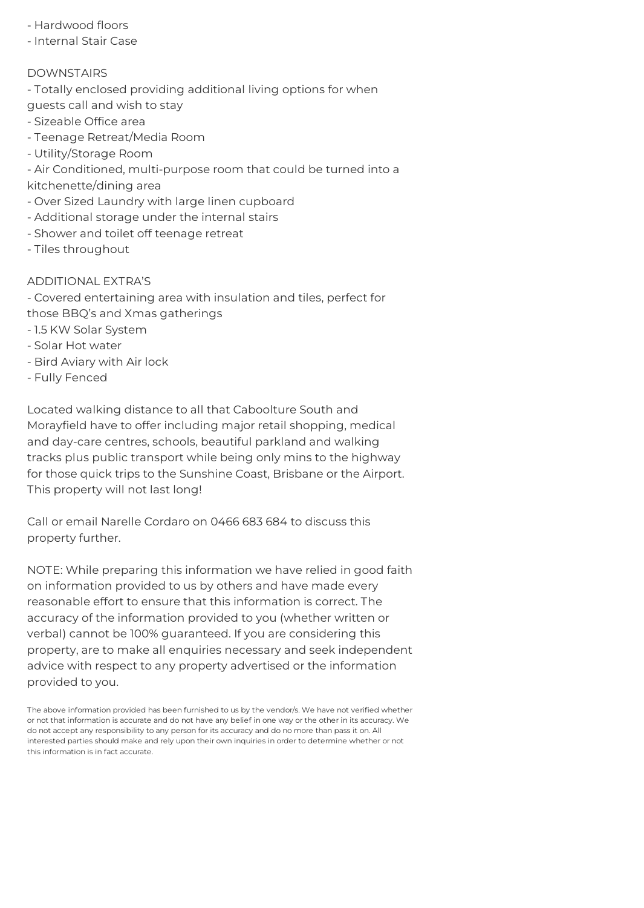- Hardwood floors
- Internal Stair Case

DOWNSTAIRS

- Totally enclosed providing additional living options for when guests call and wish to stay
- Sizeable Office area
- Teenage Retreat/Media Room
- Utility/Storage Room
- Air Conditioned, multi-purpose room that could be turned into a kitchenette/dining area
- Over Sized Laundry with large linen cupboard
- Additional storage under the internal stairs
- Shower and toilet off teenage retreat
- Tiles throughout

ADDITIONAL EXTRA'S

- Covered entertaining area with insulation and tiles, perfect for those BBQ's and Xmas gatherings
- 1.5 KW Solar System
- Solar Hot water
- Bird Aviary with Air lock
- Fully Fenced

Located walking distance to all that Caboolture South and Morayfield have to offer including major retail shopping, medical and day-care centres, schools, beautiful parkland and walking tracks plus public transport while being only mins to the highway for those quick trips to the Sunshine Coast, Brisbane or the Airport. This property will not last long!

Call or email Narelle Cordaro on 0466 683 684 to discuss this property further.

NOTE: While preparing this information we have relied in good faith on information provided to us by others and have made every reasonable effort to ensure that this information is correct. The accuracy of the information provided to you (whether written or verbal) cannot be 100% guaranteed. If you are considering this property, are to make all enquiries necessary and seek independent advice with respect to any property advertised or the information provided to you.

The above information provided has been furnished to us by the vendor/s. We have not verified whether or not that information is accurate and do not have any belief in one way or the other in its accuracy. We do not accept any responsibility to any person for its accuracy and do no more than pass it on. All interested parties should make and rely upon their own inquiries in order to determine whether or not this information is in fact accurate.